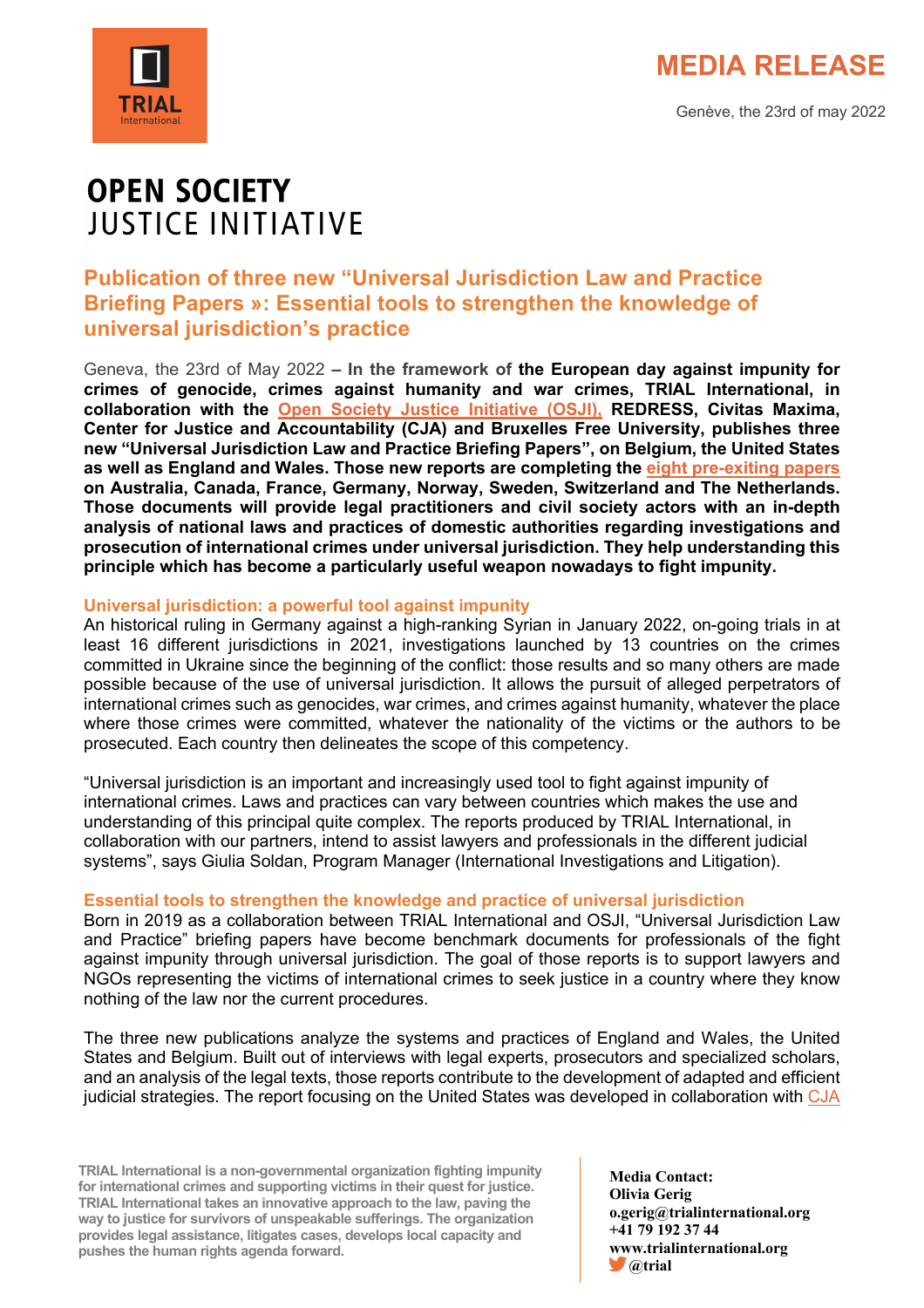TRIAL International

# MEDIA RELEASE

Genève, the 23rd of may 2022

OPEN SOCIETY JUSTICE INITIATIVE

## Publication of three new "Universal Jurisdiction Law and Practice Briefing Papers »: Essential tools to strengthen the knowledge of universal jurisdiction's practice

Geneva, the 23rd of May 2022 **– In the framework of the European day against impunity for crimes of genocide, crimes against humanity and war crimes, TRIAL International, in collaboration with the Open Society Justice Initiative (OSJI), REDRESS, Civitas Maxima, Center for Justice and Accountability (CJA) and Bruxelles Free University, publishes three new "Universal Jurisdiction Law and Practice Briefing Papers", on Belgium, the United States as well as England and Wales. Those new reports are completing the eight pre-exiting papers on Australia, Canada, France, Germany, Norway, Sweden, Switzerland and The Netherlands. Those documents will provide legal practitioners and civil society actors with an in-depth analysis of national laws and practices of domestic authorities regarding investigations and prosecution of international crimes under universal jurisdiction. They help understanding this principle which has become a particularly useful weapon nowadays to fight impunity.**

### Universal jurisdiction: a powerful tool against impunity

An historical ruling in Germany against a high-ranking Syrian in January 2022, on-going trials in at least 16 different jurisdictions in 2021, investigations launched by 13 countries on the crimes committed in Ukraine since the beginning of the conflict: those results and so many others are made possible because of the use of universal jurisdiction. It allows the pursuit of alleged perpetrators of international crimes such as genocides, war crimes, and crimes against humanity, whatever the place where those crimes were committed, whatever the nationality of the victims or the authors to be prosecuted. Each country then delineates the scope of this competency.

"Universal jurisdiction is an important and increasingly used tool to fight against impunity of international crimes. Laws and practices can vary between countries which makes the use and understanding of this principal quite complex. The reports produced by TRIAL International, in collaboration with our partners, intend to assist lawyers and professionals in the different judicial systems", says Giulia Soldan, Program Manager (International Investigations and Litigation).

### Essential tools to strengthen the knowledge and practice of universal jurisdiction

Born in 2019 as a collaboration between TRIAL International and OSJI, "Universal Jurisdiction Law and Practice" briefing papers have become benchmark documents for professionals of the fight against impunity through universal jurisdiction. The goal of those reports is to support lawyers and NGOs representing the victims of international crimes to seek justice in a country where they know nothing of the law nor the current procedures.

The three new publications analyze the systems and practices of England and Wales, the United States and Belgium. Built out of interviews with legal experts, prosecutors and specialized scholars, and an analysis of the legal texts, those reports contribute to the development of adapted and efficient judicial strategies. The report focusing on the United States was developed in collaboration with CJA

**TRIAL International is a non-governmental organization fighting impunity for international crimes and supporting victims in their quest for justice. TRIAL International takes an innovative approach to the law, paving the way to justice for survivors of unspeakable sufferings. The organization provides legal assistance, litigates cases, develops local capacity and pushes the human rights agenda forward.**

**Media Contact:**
**Olivia Gerig**
**o.gerig@trialinternational.org**
**+41 79 192 37 44**
**www.trialinternational.org**
**@trial**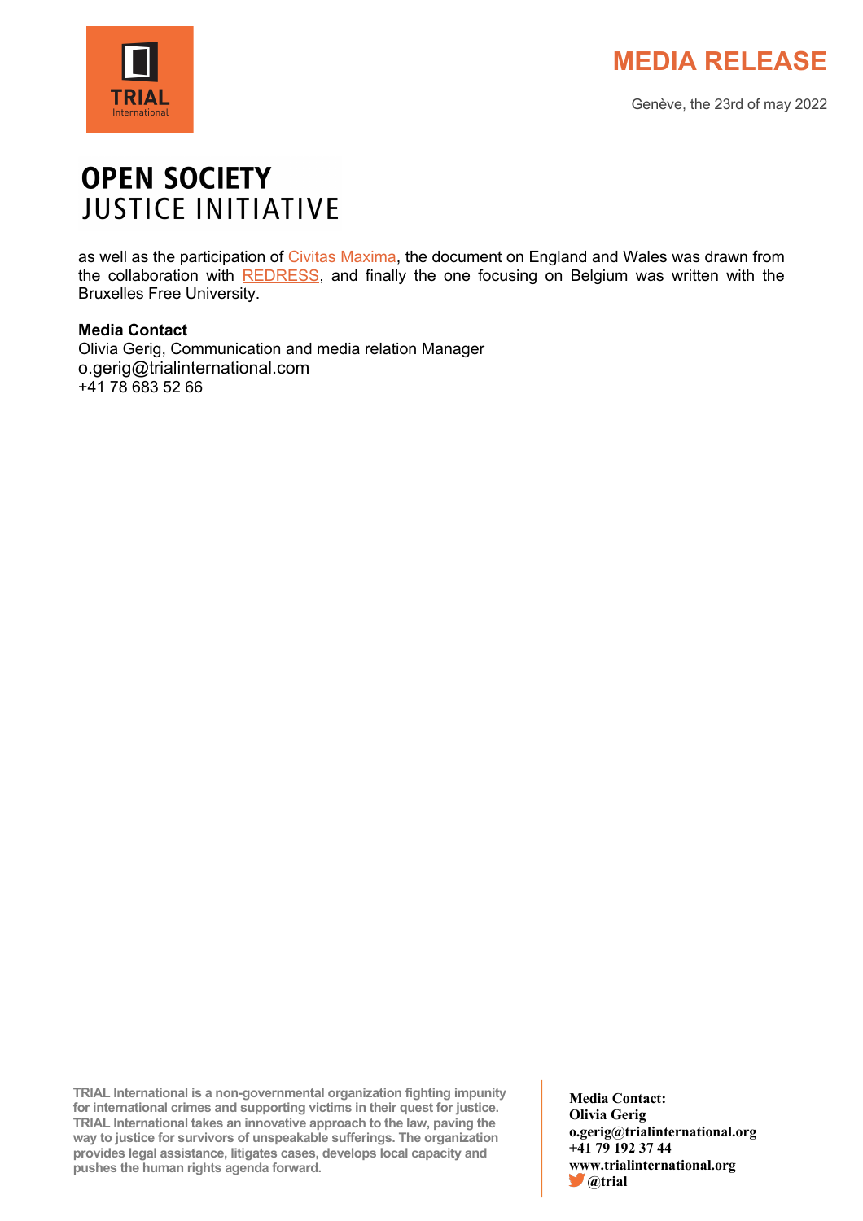**OPEN SOCIETY**
JUSTICE INITIATIVE

as well as the participation of Civitas Maxima, the document on England and Wales was drawn from the collaboration with REDRESS, and finally the one focusing on Belgium was written with the Bruxelles Free University.

**Media Contact**
Olivia Gerig, Communication and media relation Manager
o.gerig@trialinternational.com
+41 78 683 52 66

**TRIAL International is a non-governmental organization fighting impunity for international crimes and supporting victims in their quest for justice. TRIAL International takes an innovative approach to the law, paving the way to justice for survivors of unspeakable sufferings. The organization provides legal assistance, litigates cases, develops local capacity and pushes the human rights agenda forward.**

**Media Contact:**
**Olivia Gerig**
**o.gerig@trialinternational.org**
**+41 79 192 37 44**
**www.trialinternational.org**
**@trial**